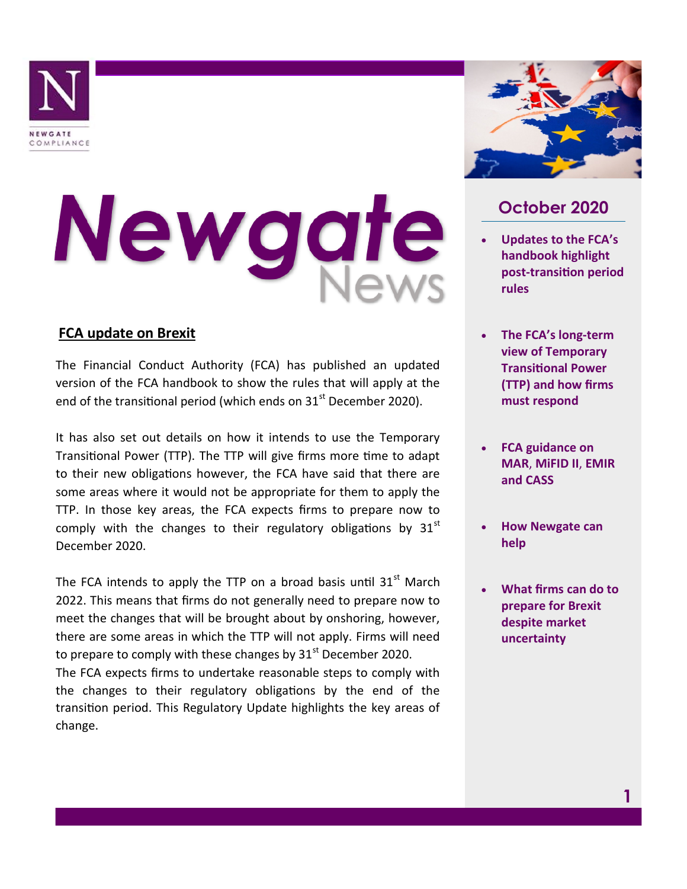# Newgate News

## October 2020

- **Updates to the FCA's handbook highlight post-transition period rules**
- **The FCA's long-term view of Temporary Transitional Power (TTP) and how firms must respond**
- **FCA guidance on MAR, MiFID II, EMIR and CASS**
- **How Newgate can help**
- **What firms can do to prepare for Brexit despite market uncertainty**

## FCA update on Brexit

The Financial Conduct Authority (FCA) has published an updated version of the FCA handbook to show the rules that will apply at the end of the transitional period (which ends on 31st December 2020).

It has also set out details on how it intends to use the Temporary Transitional Power (TTP). The TTP will give firms more time to adapt to their new obligations however, the FCA have said that there are some areas where it would not be appropriate for them to apply the TTP. In those key areas, the FCA expects firms to prepare now to comply with the changes to their regulatory obligations by 31st December 2020.

The FCA intends to apply the TTP on a broad basis until 31st March 2022. This means that firms do not generally need to prepare now to meet the changes that will be brought about by onshoring, however, there are some areas in which the TTP will not apply. Firms will need to prepare to comply with these changes by 31st December 2020.
The FCA expects firms to undertake reasonable steps to comply with the changes to their regulatory obligations by the end of the transition period. This Regulatory Update highlights the key areas of change.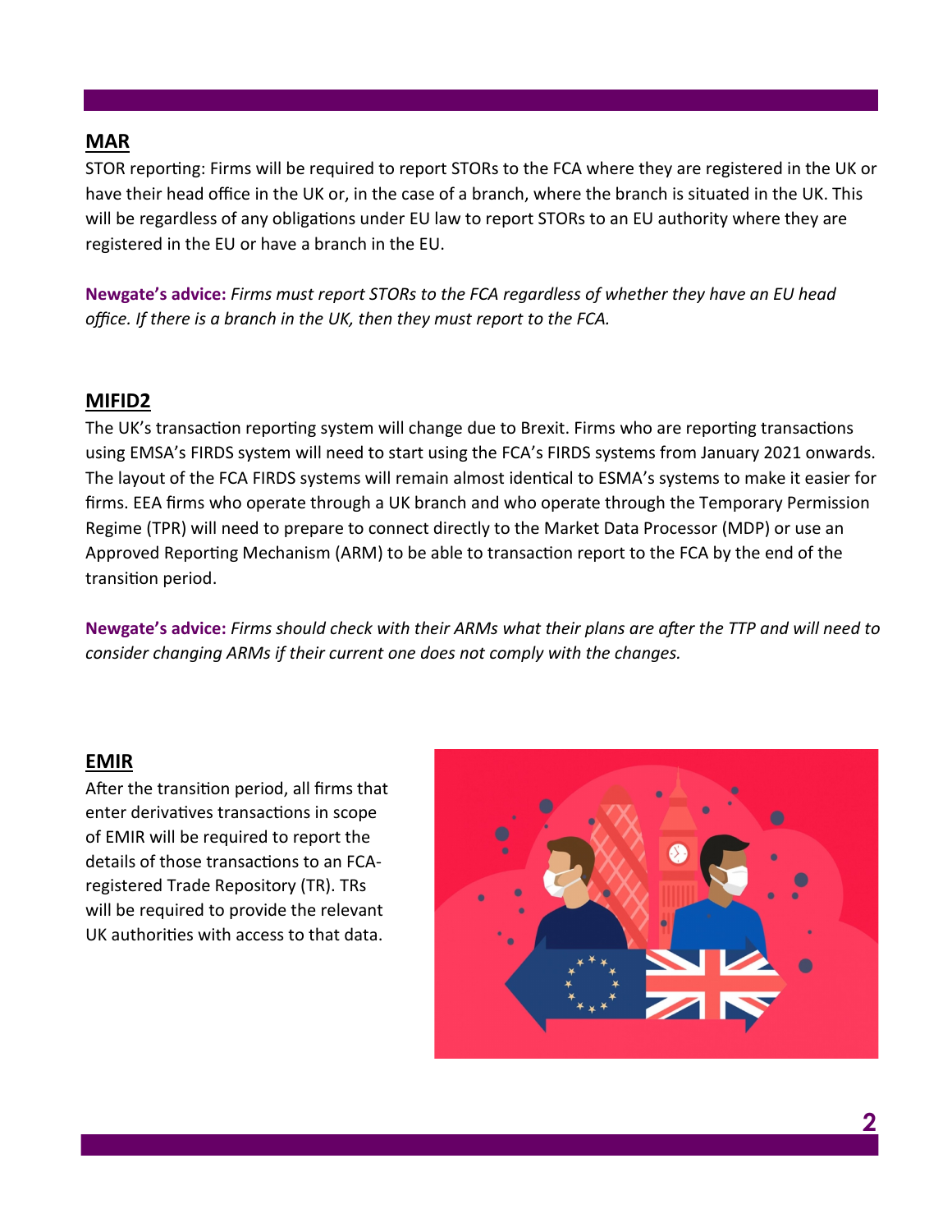## MAR

STOR reporting: Firms will be required to report STORs to the FCA where they are registered in the UK or have their head office in the UK or, in the case of a branch, where the branch is situated in the UK. This will be regardless of any obligations under EU law to report STORs to an EU authority where they are registered in the EU or have a branch in the EU.

**Newgate's advice:** *Firms must report STORs to the FCA regardless of whether they have an EU head office. If there is a branch in the UK, then they must report to the FCA.*

## MIFID2

The UK's transaction reporting system will change due to Brexit. Firms who are reporting transactions using EMSA's FIRDS system will need to start using the FCA's FIRDS systems from January 2021 onwards. The layout of the FCA FIRDS systems will remain almost identical to ESMA's systems to make it easier for firms. EEA firms who operate through a UK branch and who operate through the Temporary Permission Regime (TPR) will need to prepare to connect directly to the Market Data Processor (MDP) or use an Approved Reporting Mechanism (ARM) to be able to transaction report to the FCA by the end of the transition period.

**Newgate's advice:** *Firms should check with their ARMs what their plans are after the TTP and will need to consider changing ARMs if their current one does not comply with the changes.*

## EMIR

After the transition period, all firms that enter derivatives transactions in scope of EMIR will be required to report the details of those transactions to an FCA-registered Trade Repository (TR). TRs will be required to provide the relevant UK authorities with access to that data.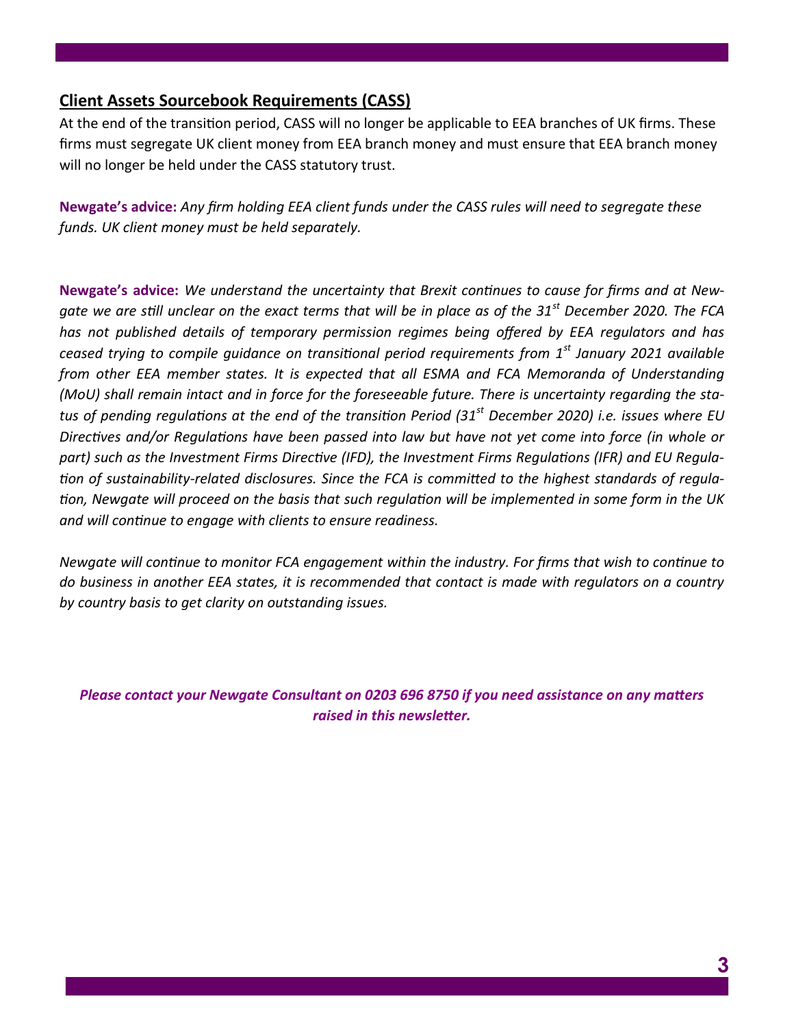## Client Assets Sourcebook Requirements (CASS)

At the end of the transition period, CASS will no longer be applicable to EEA branches of UK firms. These firms must segregate UK client money from EEA branch money and must ensure that EEA branch money will no longer be held under the CASS statutory trust.

**Newgate's advice:** *Any firm holding EEA client funds under the CASS rules will need to segregate these funds. UK client money must be held separately.*

**Newgate's advice:** *We understand the uncertainty that Brexit continues to cause for firms and at Newgate we are still unclear on the exact terms that will be in place as of the 31st December 2020. The FCA has not published details of temporary permission regimes being offered by EEA regulators and has ceased trying to compile guidance on transitional period requirements from 1st January 2021 available from other EEA member states. It is expected that all ESMA and FCA Memoranda of Understanding (MoU) shall remain intact and in force for the foreseeable future. There is uncertainty regarding the status of pending regulations at the end of the transition Period (31st December 2020) i.e. issues where EU Directives and/or Regulations have been passed into law but have not yet come into force (in whole or part) such as the Investment Firms Directive (IFD), the Investment Firms Regulations (IFR) and EU Regulation of sustainability-related disclosures. Since the FCA is committed to the highest standards of regulation, Newgate will proceed on the basis that such regulation will be implemented in some form in the UK and will continue to engage with clients to ensure readiness.*

*Newgate will continue to monitor FCA engagement within the industry. For firms that wish to continue to do business in another EEA states, it is recommended that contact is made with regulators on a country by country basis to get clarity on outstanding issues.*

***Please contact your Newgate Consultant on 0203 696 8750 if you need assistance on any matters raised in this newsletter.***